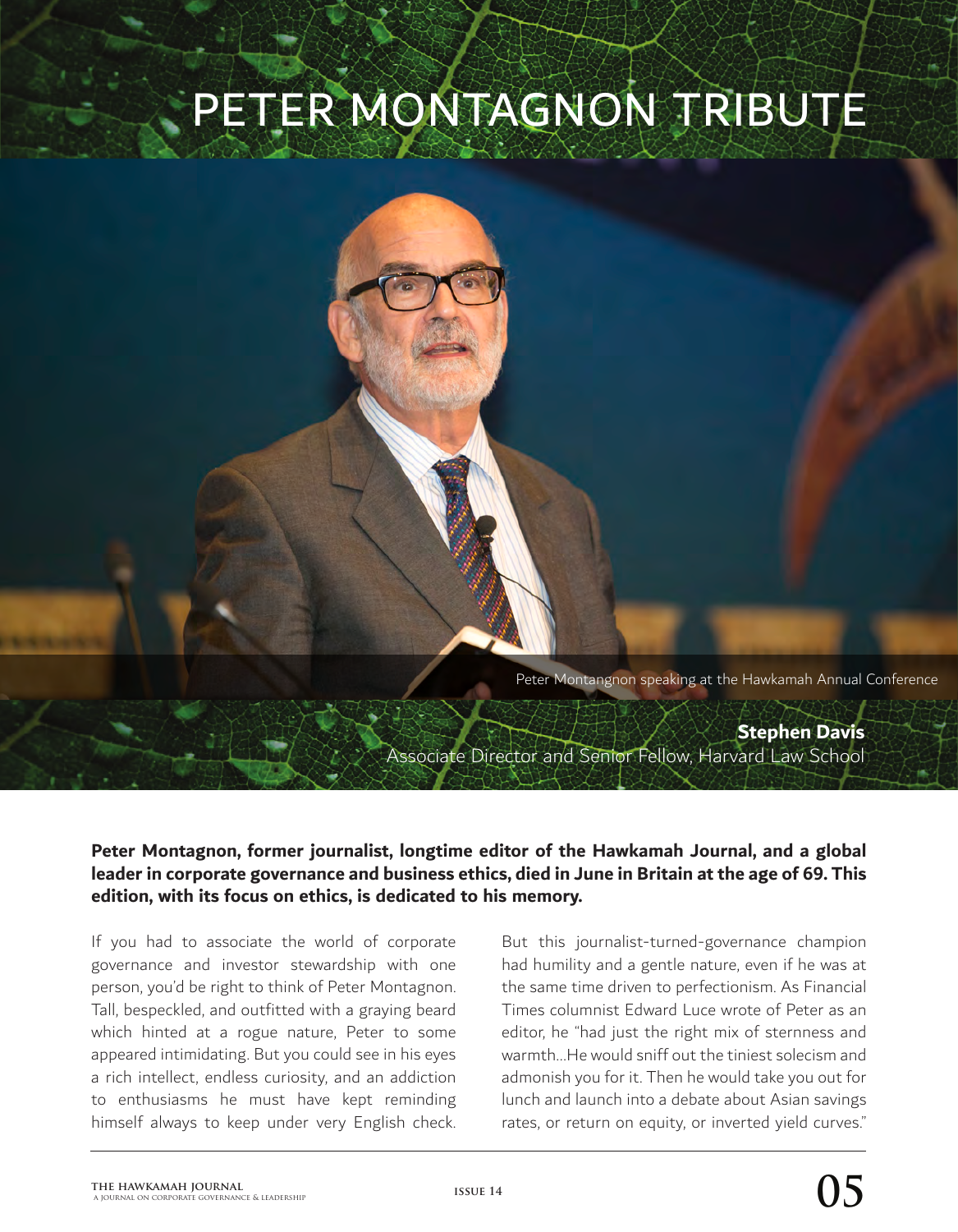# PETER MONTAGNON TRIBUTE

Peter Montangnon speaking at the Hawkamah Annual Conference

**Stephen Davis**
Associate Director and Senior Fellow, Harvard Law School

**Peter Montagnon, former journalist, longtime editor of the Hawkamah Journal, and a global leader in corporate governance and business ethics, died in June in Britain at the age of 69. This edition, with its focus on ethics, is dedicated to his memory.**

If you had to associate the world of corporate governance and investor stewardship with one person, you'd be right to think of Peter Montagnon. Tall, bespeckled, and outfitted with a graying beard which hinted at a rogue nature, Peter to some appeared intimidating. But you could see in his eyes a rich intellect, endless curiosity, and an addiction to enthusiasms he must have kept reminding himself always to keep under very English check.

But this journalist-turned-governance champion had humility and a gentle nature, even if he was at the same time driven to perfectionism. As Financial Times columnist Edward Luce wrote of Peter as an editor, he "had just the right mix of sternness and warmth...He would sniff out the tiniest solecism and admonish you for it. Then he would take you out for lunch and launch into a debate about Asian savings rates, or return on equity, or inverted yield curves."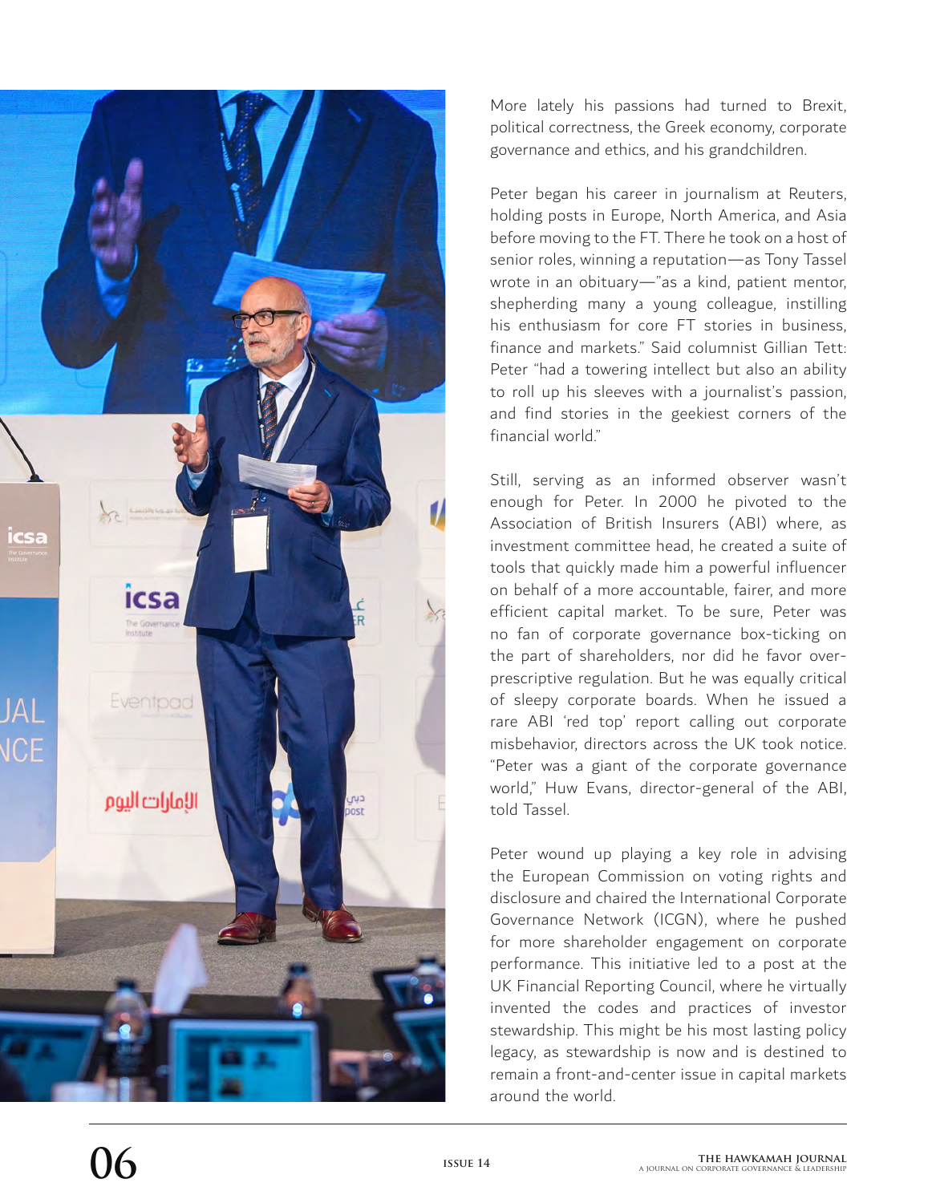More lately his passions had turned to Brexit, political correctness, the Greek economy, corporate governance and ethics, and his grandchildren.

Peter began his career in journalism at Reuters, holding posts in Europe, North America, and Asia before moving to the FT. There he took on a host of senior roles, winning a reputation—as Tony Tassel wrote in an obituary—"as a kind, patient mentor, shepherding many a young colleague, instilling his enthusiasm for core FT stories in business, finance and markets." Said columnist Gillian Tett: Peter "had a towering intellect but also an ability to roll up his sleeves with a journalist's passion, and find stories in the geekiest corners of the financial world."

Still, serving as an informed observer wasn't enough for Peter. In 2000 he pivoted to the Association of British Insurers (ABI) where, as investment committee head, he created a suite of tools that quickly made him a powerful influencer on behalf of a more accountable, fairer, and more efficient capital market. To be sure, Peter was no fan of corporate governance box-ticking on the part of shareholders, nor did he favor over-prescriptive regulation. But he was equally critical of sleepy corporate boards. When he issued a rare ABI 'red top' report calling out corporate misbehavior, directors across the UK took notice. "Peter was a giant of the corporate governance world," Huw Evans, director-general of the ABI, told Tassel.

Peter wound up playing a key role in advising the European Commission on voting rights and disclosure and chaired the International Corporate Governance Network (ICGN), where he pushed for more shareholder engagement on corporate performance. This initiative led to a post at the UK Financial Reporting Council, where he virtually invented the codes and practices of investor stewardship. This might be his most lasting policy legacy, as stewardship is now and is destined to remain a front-and-center issue in capital markets around the world.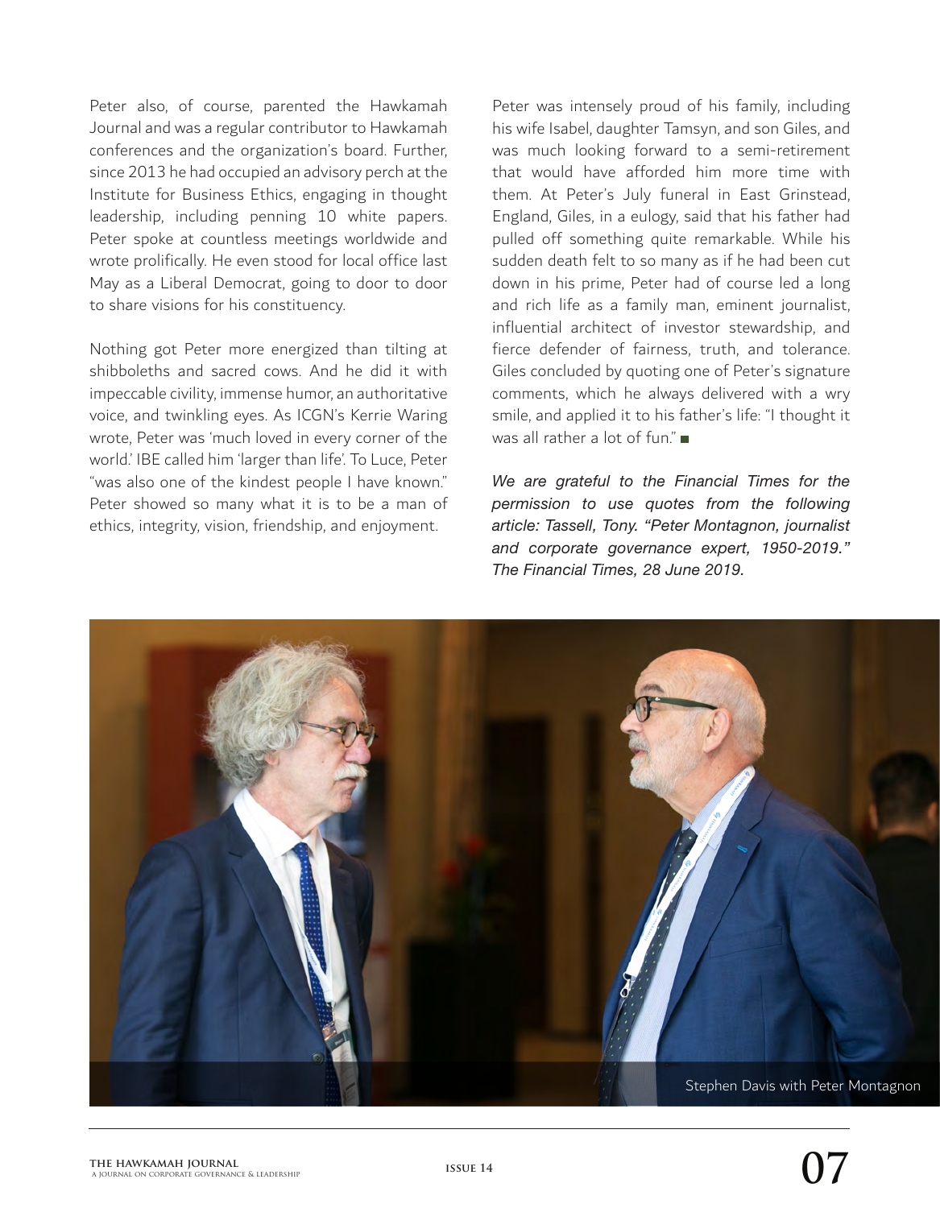Peter also, of course, parented the Hawkamah Journal and was a regular contributor to Hawkamah conferences and the organization's board. Further, since 2013 he had occupied an advisory perch at the Institute for Business Ethics, engaging in thought leadership, including penning 10 white papers. Peter spoke at countless meetings worldwide and wrote prolifically. He even stood for local office last May as a Liberal Democrat, going to door to door to share visions for his constituency.

Nothing got Peter more energized than tilting at shibboleths and sacred cows. And he did it with impeccable civility, immense humor, an authoritative voice, and twinkling eyes. As ICGN's Kerrie Waring wrote, Peter was 'much loved in every corner of the world.' IBE called him 'larger than life'. To Luce, Peter "was also one of the kindest people I have known." Peter showed so many what it is to be a man of ethics, integrity, vision, friendship, and enjoyment.

Peter was intensely proud of his family, including his wife Isabel, daughter Tamsyn, and son Giles, and was much looking forward to a semi-retirement that would have afforded him more time with them. At Peter's July funeral in East Grinstead, England, Giles, in a eulogy, said that his father had pulled off something quite remarkable. While his sudden death felt to so many as if he had been cut down in his prime, Peter had of course led a long and rich life as a family man, eminent journalist, influential architect of investor stewardship, and fierce defender of fairness, truth, and tolerance. Giles concluded by quoting one of Peter's signature comments, which he always delivered with a wry smile, and applied it to his father's life: "I thought it was all rather a lot of fun." ■

*We are grateful to the Financial Times for the permission to use quotes from the following article: Tassell, Tony. "Peter Montagnon, journalist and corporate governance expert, 1950-2019." The Financial Times, 28 June 2019.*

Stephen Davis with Peter Montagnon